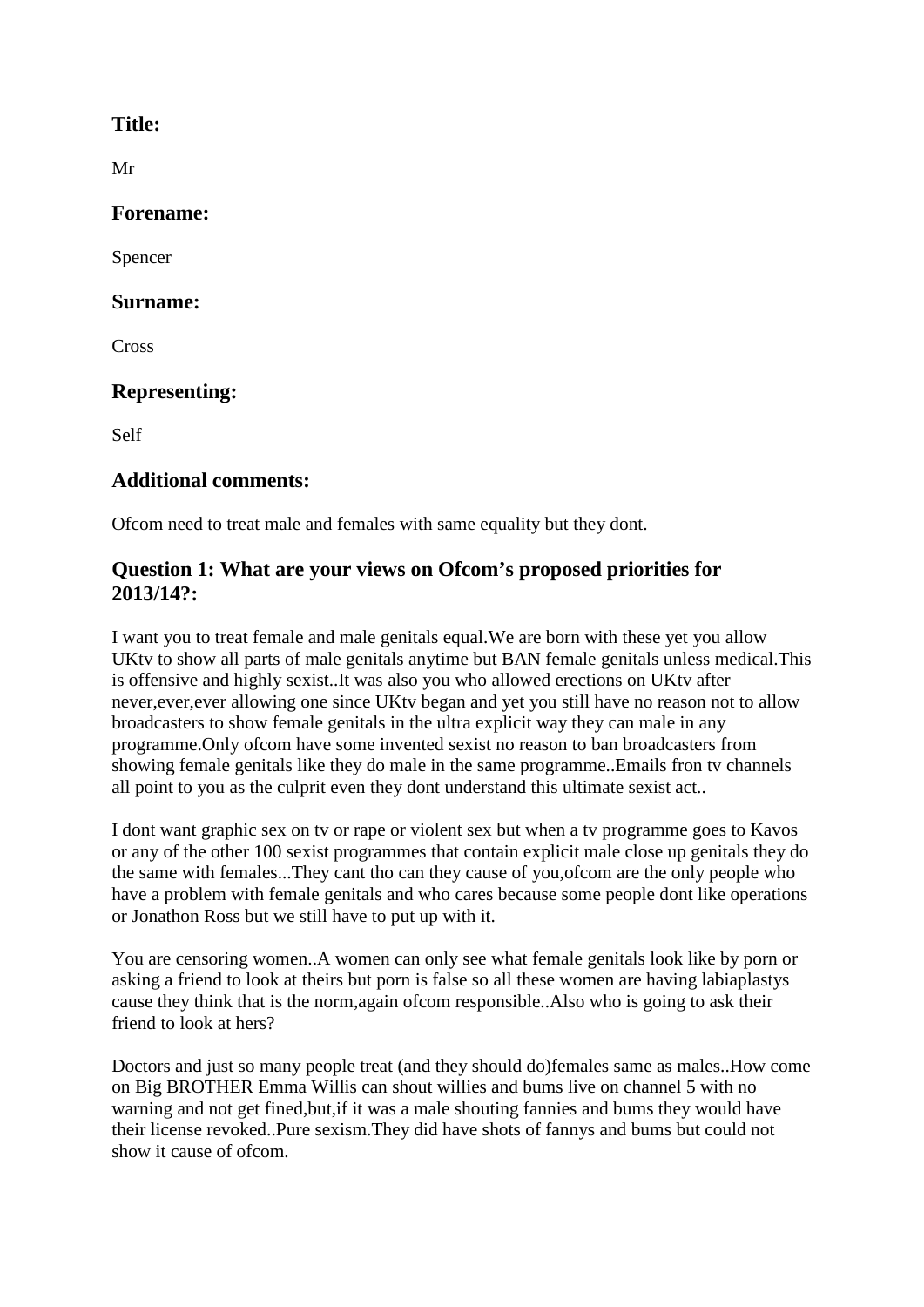## Title:

Mr

## Forename:

Spencer

## Surname:

Cross

## Representing:

Self

## Additional comments:

Ofcom need to treat male and females with same equality but they dont.

## Question 1: What are your views on Ofcom's proposed priorities for 2013/14?:

I want you to treat female and male genitals equal.We are born with these yet you allow UKtv to show all parts of male genitals anytime but BAN female genitals unless medical.This is offensive and highly sexist..It was also you who allowed erections on UKtv after never,ever,ever allowing one since UKtv began and yet you still have no reason not to allow broadcasters to show female genitals in the ultra explicit way they can male in any programme.Only ofcom have some invented sexist no reason to ban broadcasters from showing female genitals like they do male in the same programme..Emails fron tv channels all point to you as the culprit even they dont understand this ultimate sexist act..

I dont want graphic sex on tv or rape or violent sex but when a tv programme goes to Kavos or any of the other 100 sexist programmes that contain explicit male close up genitals they do the same with females...They cant tho can they cause of you,ofcom are the only people who have a problem with female genitals and who cares because some people dont like operations or Jonathon Ross but we still have to put up with it.

You are censoring women..A women can only see what female genitals look like by porn or asking a friend to look at theirs but porn is false so all these women are having labiaplastys cause they think that is the norm,again ofcom responsible..Also who is going to ask their friend to look at hers?

Doctors and just so many people treat (and they should do)females same as males..How come on Big BROTHER Emma Willis can shout willies and bums live on channel 5 with no warning and not get fined,but,if it was a male shouting fannies and bums they would have their license revoked..Pure sexism.They did have shots of fannys and bums but could not show it cause of ofcom.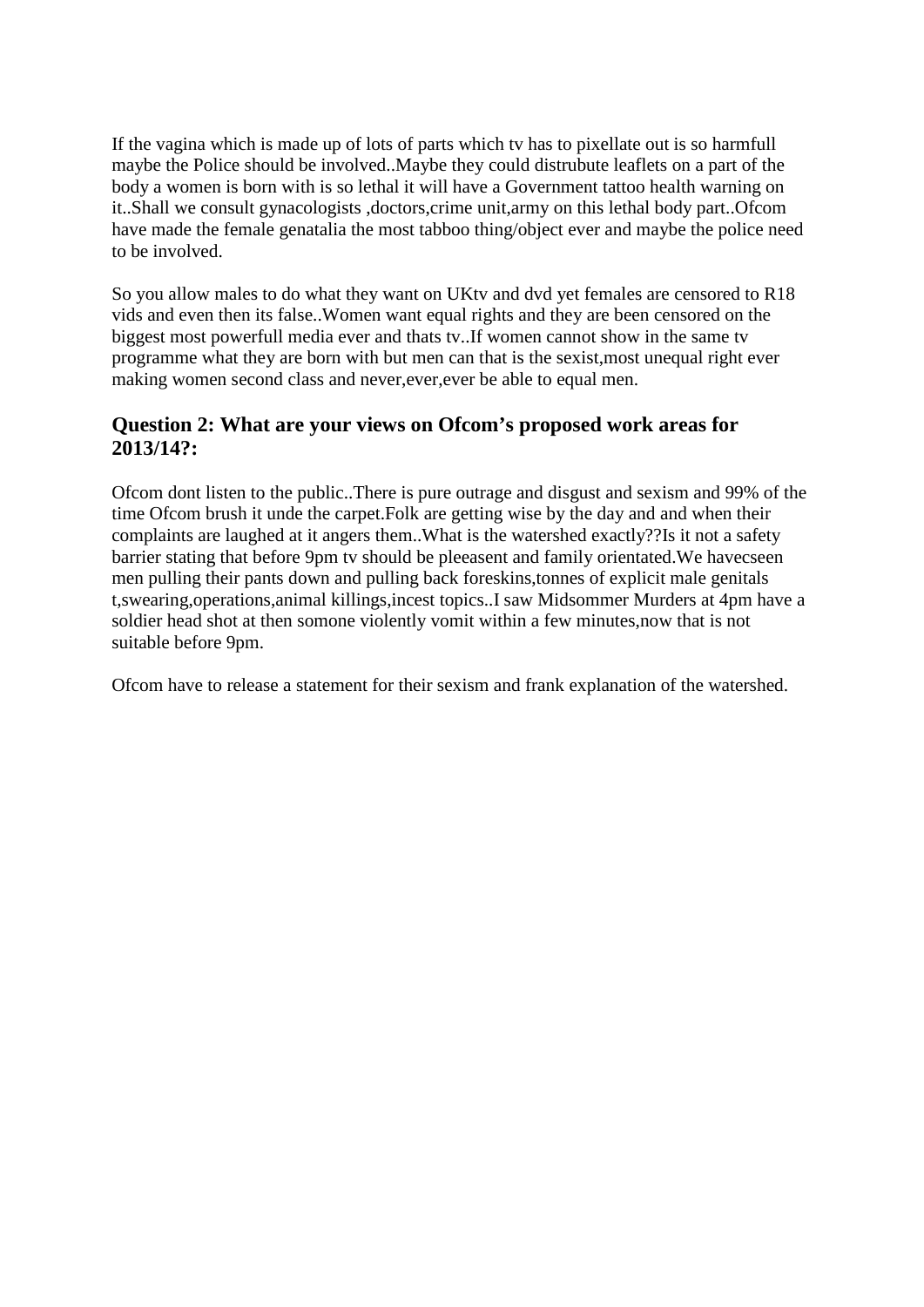If the vagina which is made up of lots of parts which tv has to pixellate out is so harmfull maybe the Police should be involved..Maybe they could distrubute leaflets on a part of the body a women is born with is so lethal it will have a Government tattoo health warning on it..Shall we consult gynacologists ,doctors,crime unit,army on this lethal body part..Ofcom have made the female genatalia the most tabboo thing/object ever and maybe the police need to be involved.

So you allow males to do what they want on UKtv and dvd yet females are censored to R18 vids and even then its false..Women want equal rights and they are been censored on the biggest most powerfull media ever and thats tv..If women cannot show in the same tv programme what they are born with but men can that is the sexist,most unequal right ever making women second class and never,ever,ever be able to equal men.

## Question 2: What are your views on Ofcom's proposed work areas for 2013/14?:

Ofcom dont listen to the public..There is pure outrage and disgust and sexism and 99% of the time Ofcom brush it unde the carpet.Folk are getting wise by the day and and when their complaints are laughed at it angers them..What is the watershed exactly??Is it not a safety barrier stating that before 9pm tv should be pleeasent and family orientated.We havecseen men pulling their pants down and pulling back foreskins,tonnes of explicit male genitals t,swearing,operations,animal killings,incest topics..I saw Midsommer Murders at 4pm have a soldier head shot at then somone violently vomit within a few minutes,now that is not suitable before 9pm.

Ofcom have to release a statement for their sexism and frank explanation of the watershed.